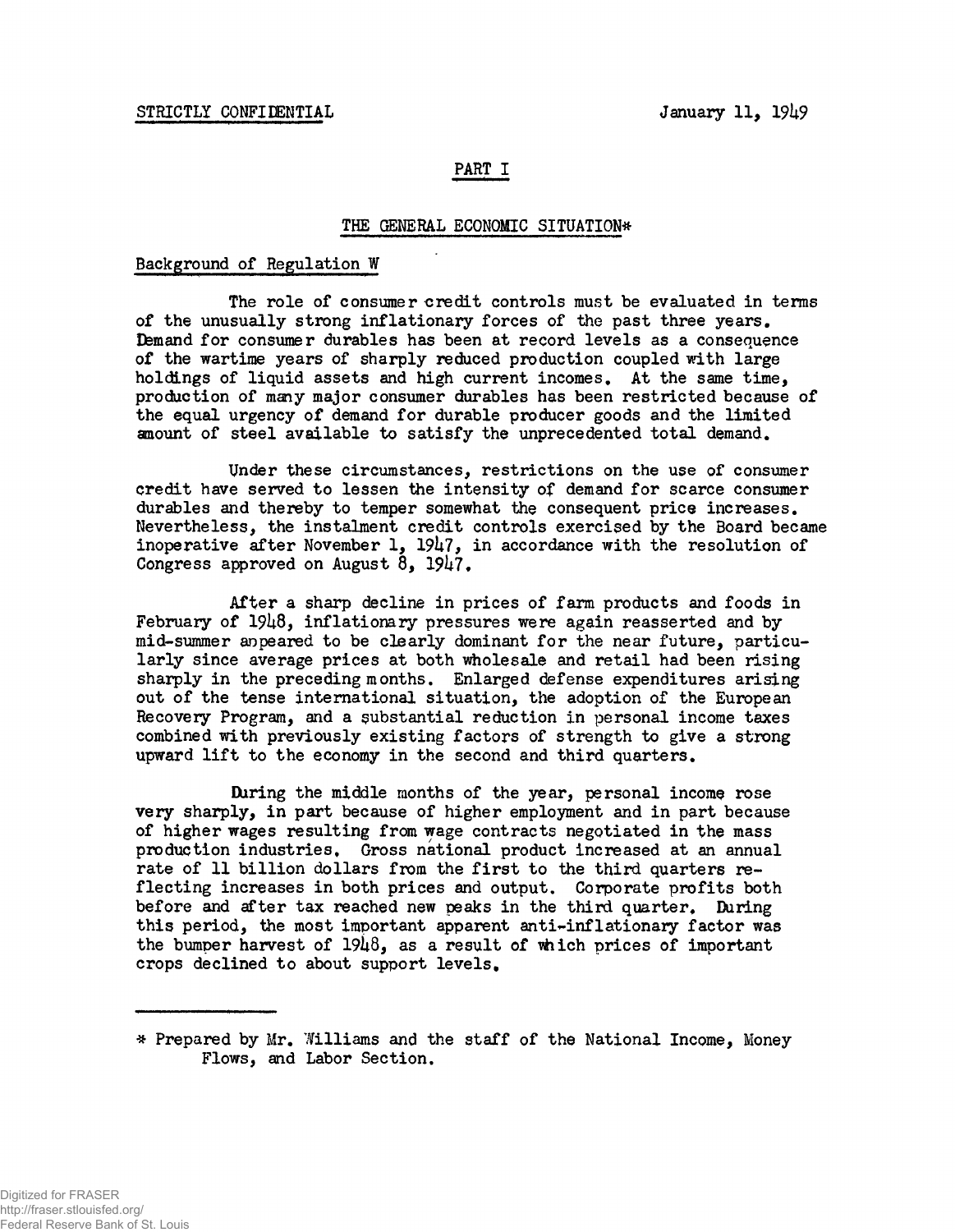STRICTLY CONFIDENTIAL January 11, 1949

# PART I

## THE GENERAL ECONOMIC SITUATION*

### Background of Regulation W

The role of consumer credit controls must be evaluated in terms of the unusually strong inflationary forces of the past three years. Demand for consumer durables has been at record levels as a consequence of the wartime years of sharply reduced production coupled with large holdings of liquid assets and high current incomes. At the same time, production of many major consumer durables has been restricted because of the equal urgency of demand for durable producer goods and the limited amount of steel available to satisfy the unprecedented total demand.

Under these circumstances, restrictions on the use of consumer credit have served to lessen the intensity of demand for scarce consumer durables and thereby to temper somewhat the consequent price increases. Nevertheless, the instalment credit controls exercised by the Board became inoperative after November 1, 1947, in accordance with the resolution of Congress approved on August 8, 1947.

After a sharp decline in prices of farm products and foods in February of 1948, inflationary pressures were again reasserted and by mid-summer appeared to be clearly dominant for the near future, particularly since average prices at both wholesale and retail had been rising sharply in the preceding months. Enlarged defense expenditures arising out of the tense international situation, the adoption of the European Recovery Program, and a substantial reduction in personal income taxes combined with previously existing factors of strength to give a strong upward lift to the economy in the second and third quarters.

During the middle months of the year, personal income rose very sharply, in part because of higher employment and in part because of higher wages resulting from wage contracts negotiated in the mass production industries. Gross national product increased at an annual rate of 11 billion dollars from the first to the third quarters reflecting increases in both prices and output. Corporate profits both before and after tax reached new peaks in the third quarter. During this period, the most important apparent anti-inflationary factor was the bumper harvest of 1948, as a result of which prices of important crops declined to about support levels.

---

* Prepared by Mr. Williams and the staff of the National Income, Money Flows, and Labor Section.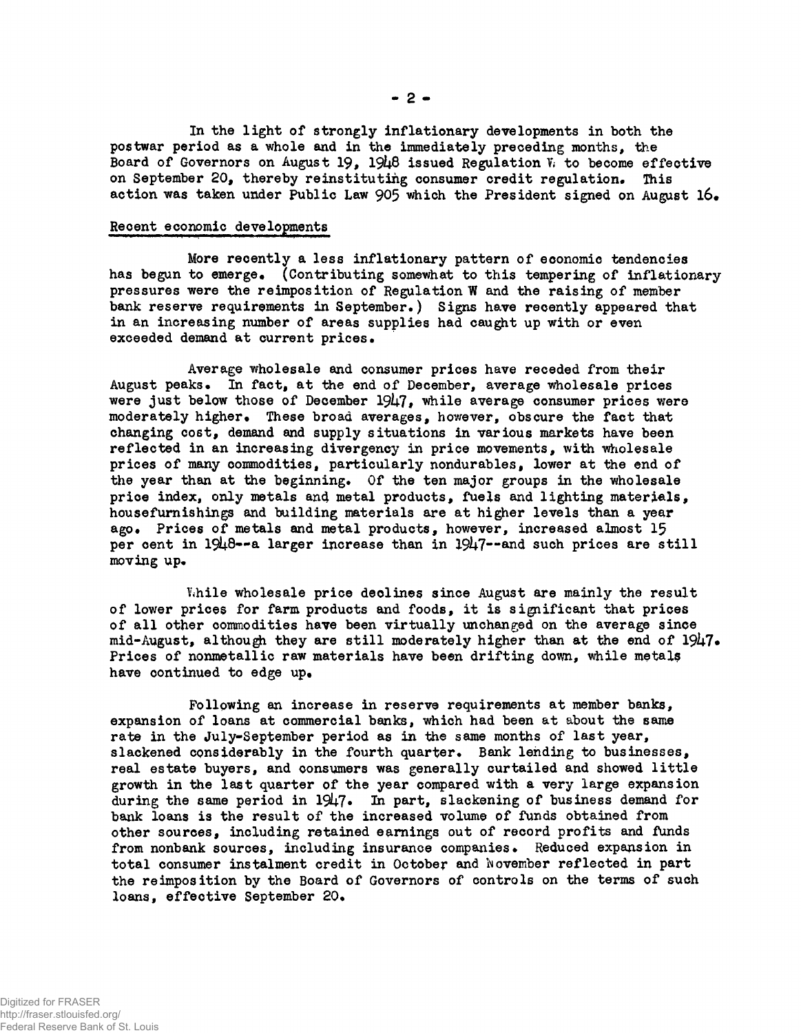In the light of strongly inflationary developments in both the postwar period as a whole and in the immediately preceding months, the Board of Governors on August 19, 1948 issued Regulation W to become effective on September 20, thereby reinstituting consumer credit regulation. This action was taken under Public Law 905 which the President signed on August 16.

## Recent economic developments

More recently a less inflationary pattern of economic tendencies has begun to emerge. (Contributing somewhat to this tempering of inflationary pressures were the reimposition of Regulation W and the raising of member bank reserve requirements in September.) Signs have recently appeared that in an increasing number of areas supplies had caught up with or even exceeded demand at current prices.

Average wholesale and consumer prices have receded from their August peaks. In fact, at the end of December, average wholesale prices were just below those of December 1947, while average consumer prices were moderately higher. These broad averages, however, obscure the fact that changing cost, demand and supply situations in various markets have been reflected in an increasing divergency in price movements, with wholesale prices of many commodities, particularly nondurables, lower at the end of the year than at the beginning. Of the ten major groups in the wholesale price index, only metals and metal products, fuels and lighting materials, housefurnishings and building materials are at higher levels than a year ago. Prices of metals and metal products, however, increased almost 15 per cent in 1948--a larger increase than in 1947--and such prices are still moving up.

While wholesale price declines since August are mainly the result of lower prices for farm products and foods, it is significant that prices of all other commodities have been virtually unchanged on the average since mid-August, although they are still moderately higher than at the end of 1947. Prices of nonmetallic raw materials have been drifting down, while metals have continued to edge up.

Following an increase in reserve requirements at member banks, expansion of loans at commercial banks, which had been at about the same rate in the July-September period as in the same months of last year, slackened considerably in the fourth quarter. Bank lending to businesses, real estate buyers, and consumers was generally curtailed and showed little growth in the last quarter of the year compared with a very large expansion during the same period in 1947. In part, slackening of business demand for bank loans is the result of the increased volume of funds obtained from other sources, including retained earnings out of record profits and funds from nonbank sources, including insurance companies. Reduced expansion in total consumer instalment credit in October and November reflected in part the reimposition by the Board of Governors of controls on the terms of such loans, effective September 20.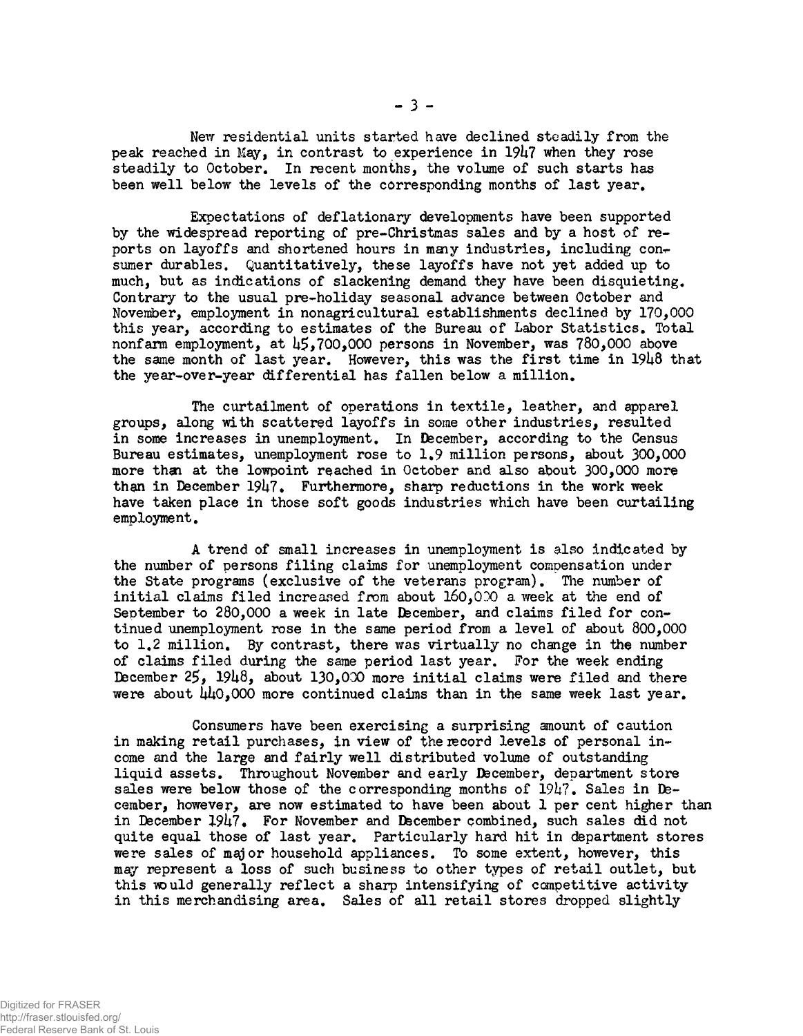New residential units started have declined steadily from the peak reached in May, in contrast to experience in 1947 when they rose steadily to October. In recent months, the volume of such starts has been well below the levels of the corresponding months of last year.

Expectations of deflationary developments have been supported by the widespread reporting of pre-Christmas sales and by a host of reports on layoffs and shortened hours in many industries, including consumer durables. Quantitatively, these layoffs have not yet added up to much, but as indications of slackening demand they have been disquieting. Contrary to the usual pre-holiday seasonal advance between October and November, employment in nonagricultural establishments declined by 170,000 this year, according to estimates of the Bureau of Labor Statistics. Total nonfarm employment, at 45,700,000 persons in November, was 780,000 above the same month of last year. However, this was the first time in 1948 that the year-over-year differential has fallen below a million.

The curtailment of operations in textile, leather, and apparel groups, along with scattered layoffs in some other industries, resulted in some increases in unemployment. In December, according to the Census Bureau estimates, unemployment rose to 1.9 million persons, about 300,000 more than at the lowpoint reached in October and also about 300,000 more than in December 1947. Furthermore, sharp reductions in the work week have taken place in those soft goods industries which have been curtailing employment.

A trend of small increases in unemployment is also indicated by the number of persons filing claims for unemployment compensation under the State programs (exclusive of the veterans program). The number of initial claims filed increased from about 160,000 a week at the end of September to 280,000 a week in late December, and claims filed for continued unemployment rose in the same period from a level of about 800,000 to 1.2 million. By contrast, there was virtually no change in the number of claims filed during the same period last year. For the week ending December 25, 1948, about 130,000 more initial claims were filed and there were about 440,000 more continued claims than in the same week last year.

Consumers have been exercising a surprising amount of caution in making retail purchases, in view of the record levels of personal income and the large and fairly well distributed volume of outstanding liquid assets. Throughout November and early December, department store sales were below those of the corresponding months of 1947. Sales in December, however, are now estimated to have been about 1 per cent higher than in December 1947. For November and December combined, such sales did not quite equal those of last year. Particularly hard hit in department stores were sales of major household appliances. To some extent, however, this may represent a loss of such business to other types of retail outlet, but this would generally reflect a sharp intensifying of competitive activity in this merchandising area. Sales of all retail stores dropped slightly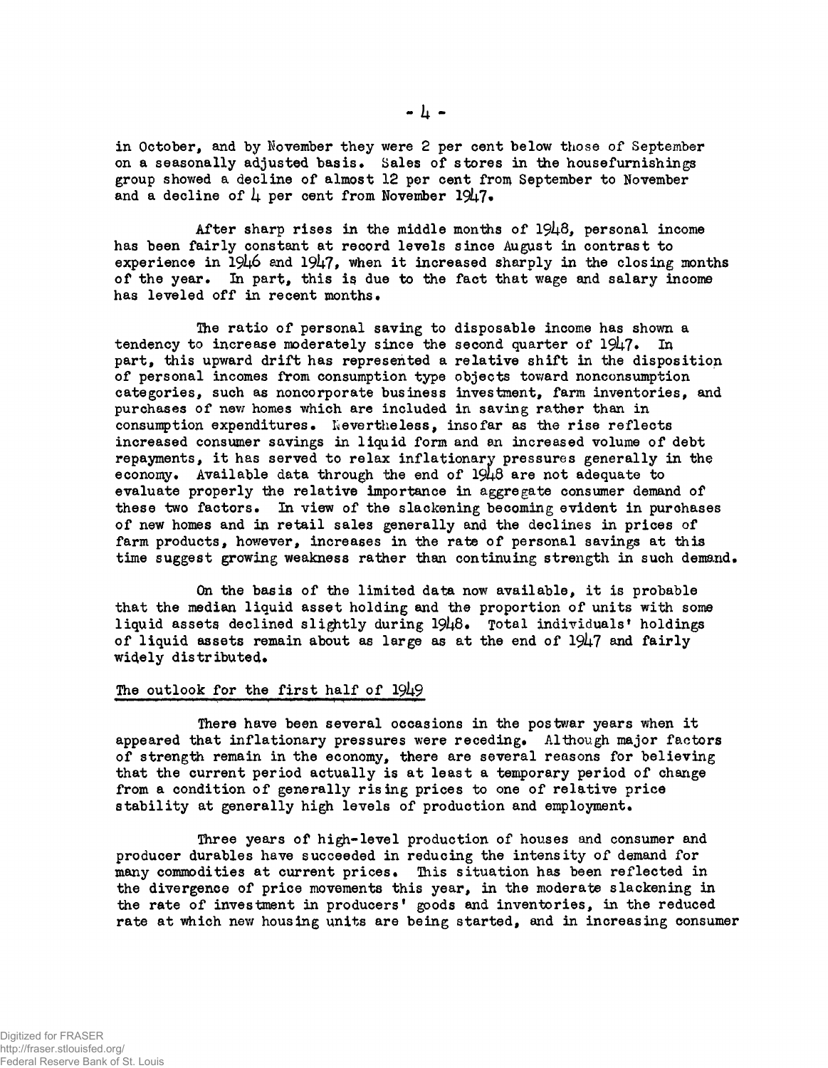in October, and by November they were 2 per cent below those of September on a seasonally adjusted basis. Sales of stores in the housefurnishings group showed a decline of almost 12 per cent from September to November and a decline of 4 per cent from November 1947.

After sharp rises in the middle months of 1948, personal income has been fairly constant at record levels since August in contrast to experience in 1946 and 1947, when it increased sharply in the closing months of the year. In part, this is due to the fact that wage and salary income has leveled off in recent months.

The ratio of personal saving to disposable income has shown a tendency to increase moderately since the second quarter of 1947. In part, this upward drift has represented a relative shift in the disposition of personal incomes from consumption type objects toward nonconsumption categories, such as noncorporate business investment, farm inventories, and purchases of new homes which are included in saving rather than in consumption expenditures. Nevertheless, insofar as the rise reflects increased consumer savings in liquid form and an increased volume of debt repayments, it has served to relax inflationary pressures generally in the economy. Available data through the end of 1948 are not adequate to evaluate properly the relative importance in aggregate consumer demand of these two factors. In view of the slackening becoming evident in purchases of new homes and in retail sales generally and the declines in prices of farm products, however, increases in the rate of personal savings at this time suggest growing weakness rather than continuing strength in such demand.

On the basis of the limited data now available, it is probable that the median liquid asset holding and the proportion of units with some liquid assets declined slightly during 1948. Total individuals' holdings of liquid assets remain about as large as at the end of 1947 and fairly widely distributed.

## The outlook for the first half of 1949

There have been several occasions in the postwar years when it appeared that inflationary pressures were receding. Although major factors of strength remain in the economy, there are several reasons for believing that the current period actually is at least a temporary period of change from a condition of generally rising prices to one of relative price stability at generally high levels of production and employment.

Three years of high-level production of houses and consumer and producer durables have succeeded in reducing the intensity of demand for many commodities at current prices. This situation has been reflected in the divergence of price movements this year, in the moderate slackening in the rate of investment in producers' goods and inventories, in the reduced rate at which new housing units are being started, and in increasing consumer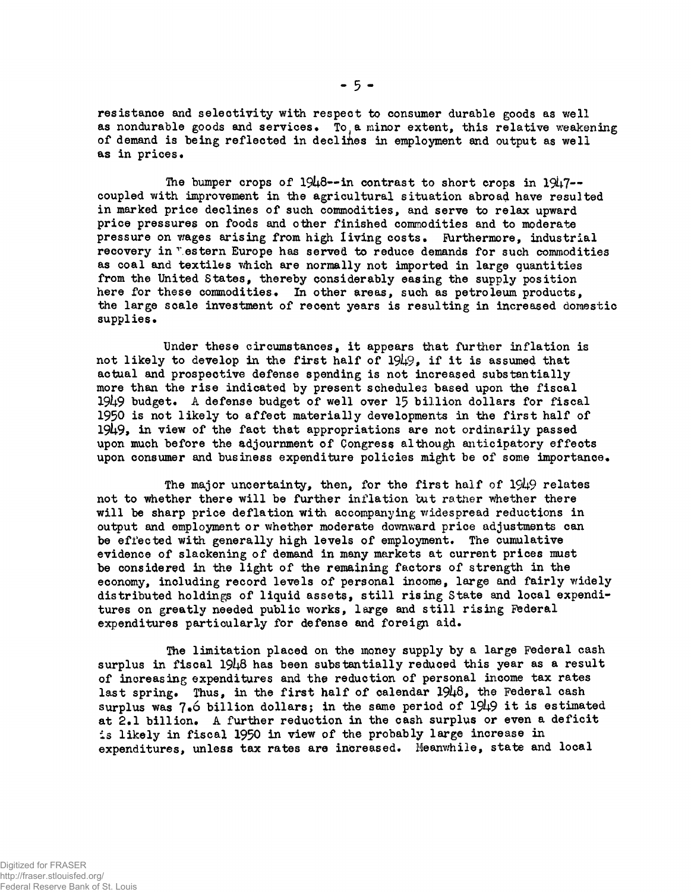resistance and selectivity with respect to consumer durable goods as well as nondurable goods and services. To a minor extent, this relative weakening of demand is being reflected in declines in employment and output as well as in prices.

The bumper crops of 1948--in contrast to short crops in 1947--coupled with improvement in the agricultural situation abroad have resulted in marked price declines of such commodities, and serve to relax upward price pressures on foods and other finished commodities and to moderate pressure on wages arising from high living costs. Furthermore, industrial recovery in Western Europe has served to reduce demands for such commodities as coal and textiles which are normally not imported in large quantities from the United States, thereby considerably easing the supply position here for these commodities. In other areas, such as petroleum products, the large scale investment of recent years is resulting in increased domestic supplies.

Under these circumstances, it appears that further inflation is not likely to develop in the first half of 1949, if it is assumed that actual and prospective defense spending is not increased substantially more than the rise indicated by present schedules based upon the fiscal 1949 budget. A defense budget of well over 15 billion dollars for fiscal 1950 is not likely to affect materially developments in the first half of 1949, in view of the fact that appropriations are not ordinarily passed upon much before the adjournment of Congress although anticipatory effects upon consumer and business expenditure policies might be of some importance.

The major uncertainty, then, for the first half of 1949 relates not to whether there will be further inflation but rather whether there will be sharp price deflation with accompanying widespread reductions in output and employment or whether moderate downward price adjustments can be effected with generally high levels of employment. The cumulative evidence of slackening of demand in many markets at current prices must be considered in the light of the remaining factors of strength in the economy, including record levels of personal income, large and fairly widely distributed holdings of liquid assets, still rising State and local expenditures on greatly needed public works, large and still rising Federal expenditures particularly for defense and foreign aid.

The limitation placed on the money supply by a large Federal cash surplus in fiscal 1948 has been substantially reduced this year as a result of increasing expenditures and the reduction of personal income tax rates last spring. Thus, in the first half of calendar 1948, the Federal cash surplus was 7.6 billion dollars; in the same period of 1949 it is estimated at 2.1 billion. A further reduction in the cash surplus or even a deficit is likely in fiscal 1950 in view of the probably large increase in expenditures, unless tax rates are increased. Meanwhile, state and local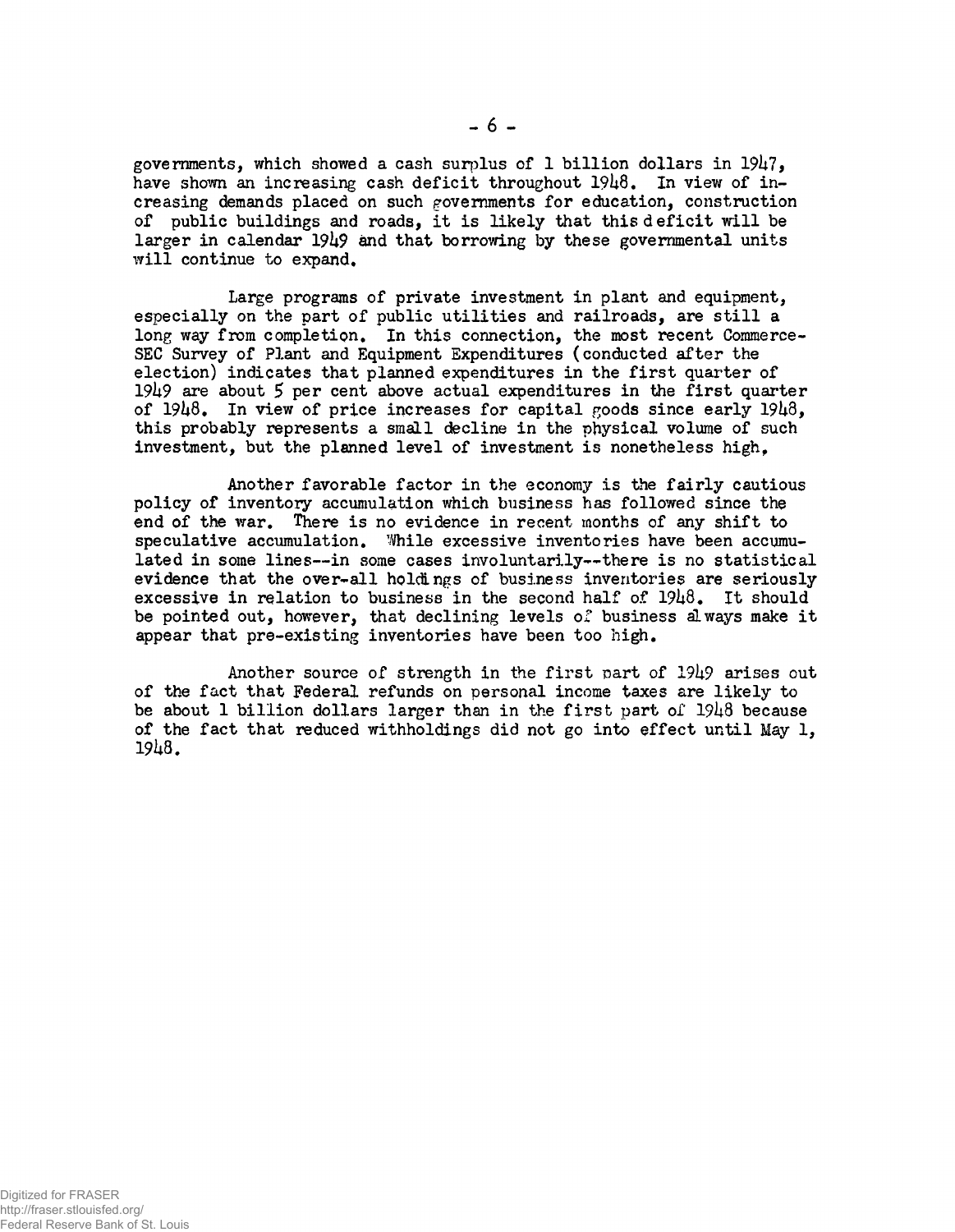governments, which showed a cash surplus of 1 billion dollars in 1947, have shown an increasing cash deficit throughout 1948. In view of increasing demands placed on such governments for education, construction of public buildings and roads, it is likely that this deficit will be larger in calendar 1949 and that borrowing by these governmental units will continue to expand.

Large programs of private investment in plant and equipment, especially on the part of public utilities and railroads, are still a long way from completion. In this connection, the most recent Commerce-SEC Survey of Plant and Equipment Expenditures (conducted after the election) indicates that planned expenditures in the first quarter of 1949 are about 5 per cent above actual expenditures in the first quarter of 1948. In view of price increases for capital goods since early 1948, this probably represents a small decline in the physical volume of such investment, but the planned level of investment is nonetheless high.

Another favorable factor in the economy is the fairly cautious policy of inventory accumulation which business has followed since the end of the war. There is no evidence in recent months of any shift to speculative accumulation. While excessive inventories have been accumulated in some lines--in some cases involuntarily--there is no statistical evidence that the over-all holdings of business inventories are seriously excessive in relation to business in the second half of 1948. It should be pointed out, however, that declining levels of business always make it appear that pre-existing inventories have been too high.

Another source of strength in the first part of 1949 arises out of the fact that Federal refunds on personal income taxes are likely to be about 1 billion dollars larger than in the first part of 1948 because of the fact that reduced withholdings did not go into effect until May 1, 1948.